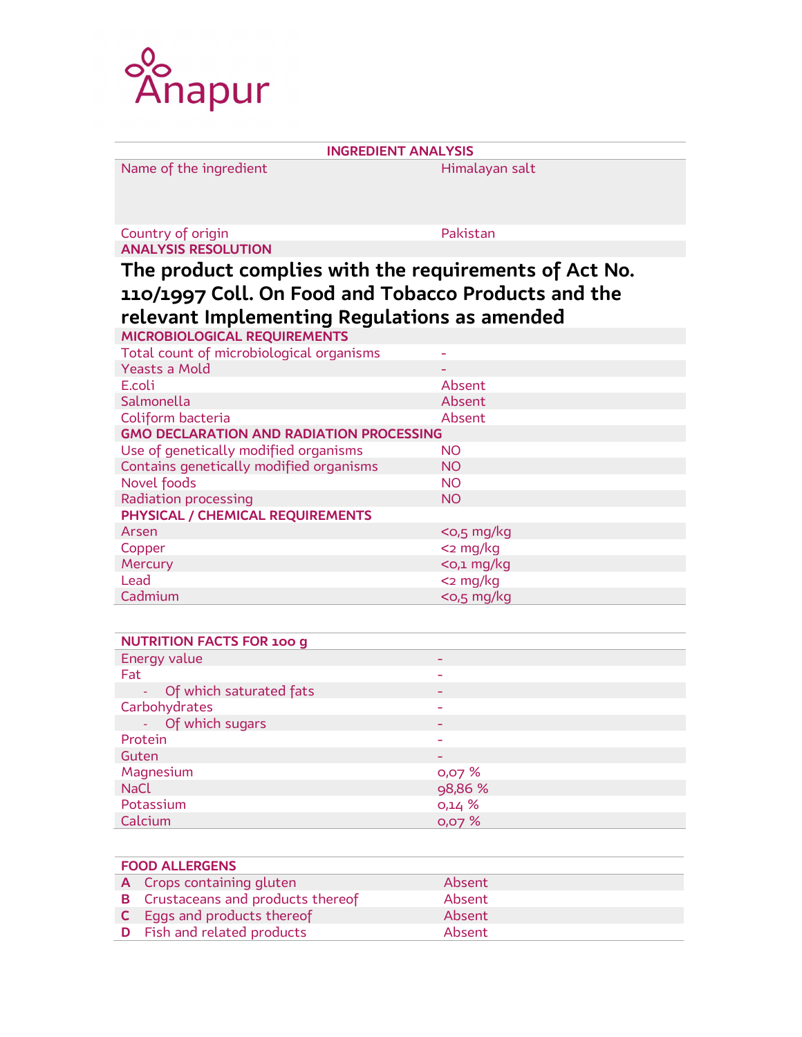Anapur

| INGREDIENT ANALYSIS | |
|---|---|
| Name of the ingredient | Himalayan salt |
| Country of origin | Pakistan |
| **ANALYSIS RESOLUTION** | |

**The product complies with the requirements of Act No. 110/1997 Coll. On Food and Tobacco Products and the relevant Implementing Regulations as amended**

| MICROBIOLOGICAL REQUIREMENTS | |
|---|---|
| Total count of microbiological organisms | - |
| Yeasts a Mold | - |
| E.coli | Absent |
| Salmonella | Absent |
| Coliform bacteria | Absent |
| **GMO DECLARATION AND RADIATION PROCESSING** | |
| Use of genetically modified organisms | NO |
| Contains genetically modified organisms | NO |
| Novel foods | NO |
| Radiation processing | NO |
| **PHYSICAL / CHEMICAL REQUIREMENTS** | |
| Arsen | <0,5 mg/kg |
| Copper | <2 mg/kg |
| Mercury | <0,1 mg/kg |
| Lead | <2 mg/kg |
| Cadmium | <0,5 mg/kg |

| NUTRITION FACTS FOR 100 g | |
|---|---|
| Energy value | - |
| Fat | - |
| - Of which saturated fats | - |
| Carbohydrates | - |
| - Of which sugars | - |
| Protein | - |
| Guten | - |
| Magnesium | 0,07 % |
| NaCl | 98,86 % |
| Potassium | 0,14 % |
| Calcium | 0,07 % |

| FOOD ALLERGENS | | |
|---|---|---|
| **A** | Crops containing gluten | Absent |
| **B** | Crustaceans and products thereof | Absent |
| **C** | Eggs and products thereof | Absent |
| **D** | Fish and related products | Absent |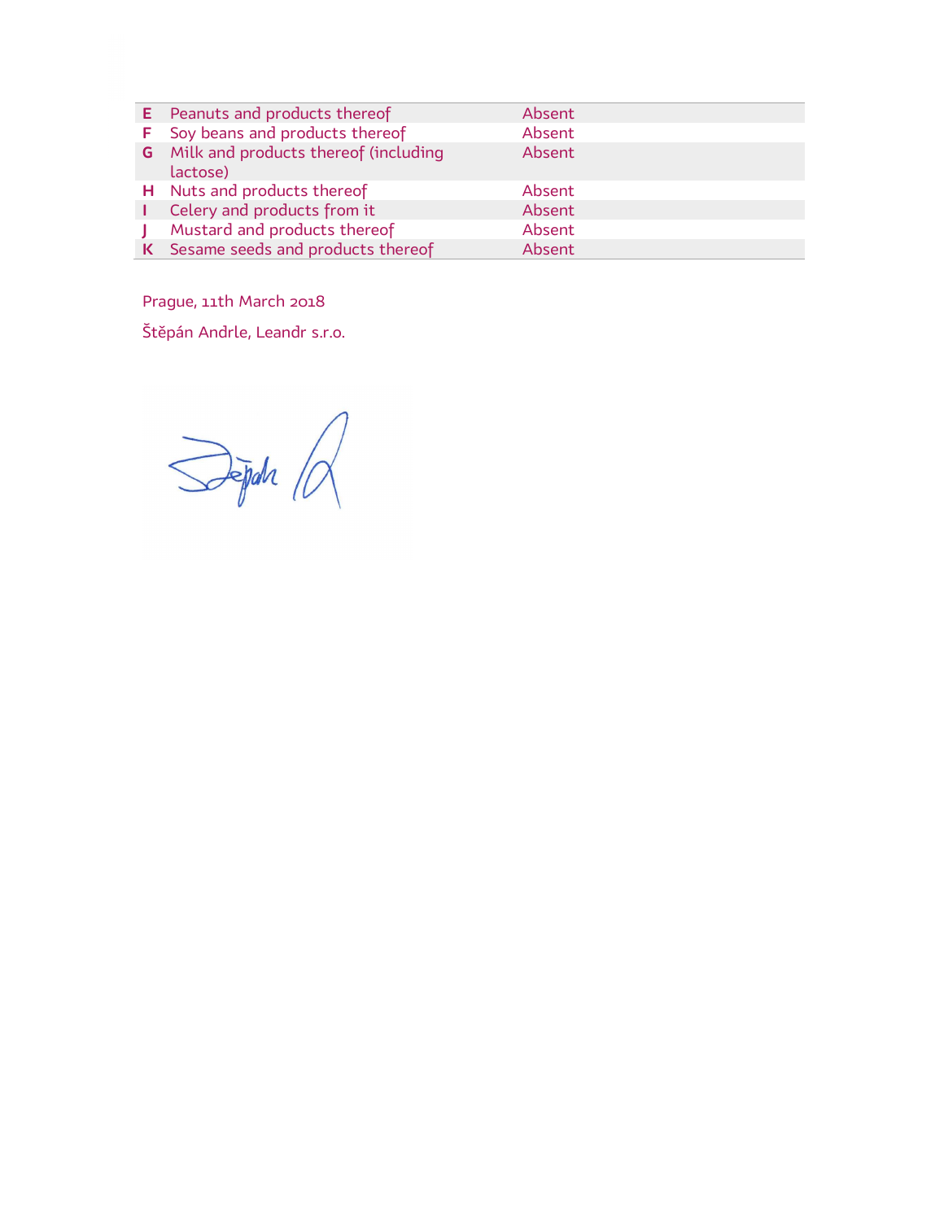| | | |
|---|---|---|
| **E** | Peanuts and products thereof | Absent |
| **F** | Soy beans and products thereof | Absent |
| **G** | Milk and products thereof (including lactose) | Absent |
| **H** | Nuts and products thereof | Absent |
| **I** | Celery and products from it | Absent |
| **J** | Mustard and products thereof | Absent |
| **K** | Sesame seeds and products thereof | Absent |

Prague, 11th March 2018

Štěpán Andrle, Leandr s.r.o.